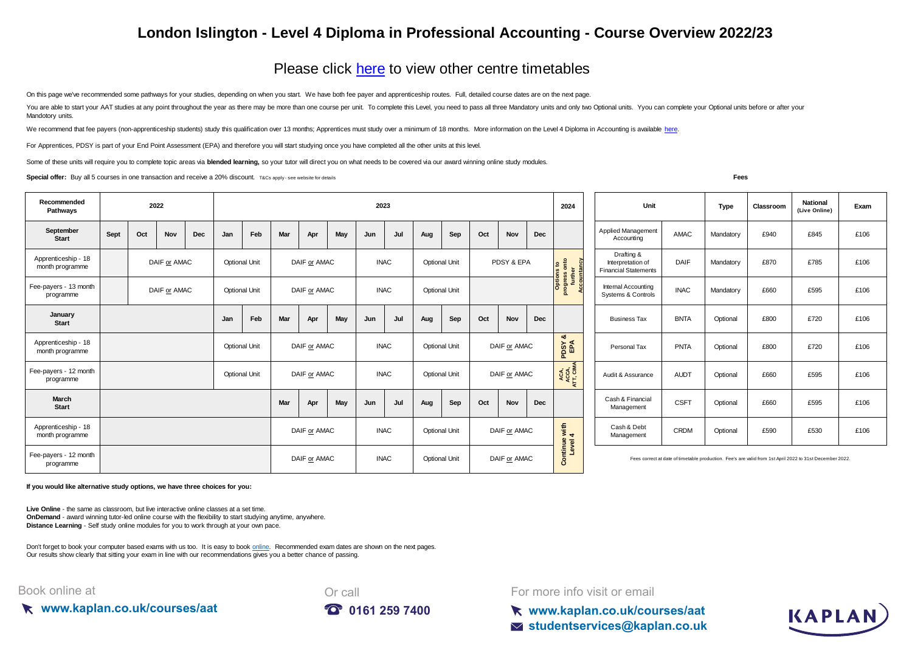# London Islington - Level 4 Diploma in Professional Accounting - Course Overview 2022/23

## Please click here to view other centre timetables

On this page we've recommended some pathways for your studies, depending on when you start. We have both fee payer and apprenticeship routes. Full, detailed course dates are on the next page.

You are able to start your AAT studies at any point throughout the year as there may be more than one course per unit. To complete this Level, you need to pass all three Mandatory units and only two Optional units. Yyou can complete your Optional units before or after your Mandotory units.

We recommend that fee payers (non-apprenticeship students) study this qualification over 13 months; Apprentices must study over a minimum of 18 months. More information on the Level 4 Diploma in Accounting is available here.

For Apprentices, PDSY is part of your End Point Assessment (EPA) and therefore you will start studying once you have completed all the other units at this level.

Some of these units will require you to complete topic areas via **blended learning,** so your tutor will direct you on what needs to be covered via our award winning online study modules.

**Special offer:** Buy all 5 courses in one transaction and receive a 20% discount. T&Cs apply - see website for details

| Recommended Pathways | 2022 | | | | 2023 | | | | | | | | | | | | 2024 |
|---|---|---|---|---|---|---|---|---|---|---|---|---|---|---|---|---|---|
| **September Start** | Sept | Oct | Nov | Dec | Jan | Feb | Mar | Apr | May | Jun | Jul | Aug | Sep | Oct | Nov | Dec | |
| Apprenticeship - 18 month programme | | DAIF or AMAC | | | Optional Unit | | DAIF or AMAC | | | INAC | | Optional Unit | | PDSY & EPA | | | Options to progress onto further Accountancy |
| Fee-payers - 13 month programme | | DAIF or AMAC | | | Optional Unit | | DAIF or AMAC | | | INAC | | Optional Unit | | | | | |
| **January Start** | | | | | Jan | Feb | Mar | Apr | May | Jun | Jul | Aug | Sep | Oct | Nov | Dec | |
| Apprenticeship - 18 month programme | | | | | Optional Unit | | DAIF or AMAC | | | INAC | | Optional Unit | | DAIF or AMAC | | | PDSY & EPA |
| Fee-payers - 12 month programme | | | | | Optional Unit | | DAIF or AMAC | | | INAC | | Optional Unit | | DAIF or AMAC | | | ACA, ACCA, ATT, CIMA |
| **March Start** | | | | | | | Mar | Apr | May | Jun | Jul | Aug | Sep | Oct | Nov | Dec | |
| Apprenticeship - 18 month programme | | | | | | | DAIF or AMAC | | | INAC | | Optional Unit | | DAIF or AMAC | | | Continue with Level 4 |
| Fee-payers - 12 month programme | | | | | | | DAIF or AMAC | | | INAC | | Optional Unit | | DAIF or AMAC | | | |

**Fees**

| Unit | | Type | Classroom | National (Live Online) | Exam |
|---|---|---|---|---|---|
| Applied Management Accounting | AMAC | Mandatory | £940 | £845 | £106 |
| Drafting & Interpretation of Financial Statements | DAIF | Mandatory | £870 | £785 | £106 |
| Internal Accounting Systems & Controls | INAC | Mandatory | £660 | £595 | £106 |
| Business Tax | BNTA | Optional | £800 | £720 | £106 |
| Personal Tax | PNTA | Optional | £800 | £720 | £106 |
| Audit & Assurance | AUDT | Optional | £660 | £595 | £106 |
| Cash & Financial Management | CSFT | Optional | £660 | £595 | £106 |
| Cash & Debt Management | CRDM | Optional | £590 | £530 | £106 |

Fees correct at date of timetable production. Fee's are valid from 1st April 2022 to 31st December 2022.

**If you would like alternative study options, we have three choices for you:**

**Live Online** - the same as classroom, but live interactive online classes at a set time.
**OnDemand** - award winning tutor-led online course with the flexibility to start studying anytime, anywhere.
**Distance Learning** - Self study online modules for you to work through at your own pace.

Don't forget to book your computer based exams with us too. It is easy to book online. Recommended exam dates are shown on the next pages.
Our results show clearly that sitting your exam in line with our recommendations gives you a better chance of passing.

Book online at **www.kaplan.co.uk/courses/aat**

Or call **0161 259 7400**

For more info visit or email **www.kaplan.co.uk/courses/aat** **studentservices@kaplan.co.uk**

KAPLAN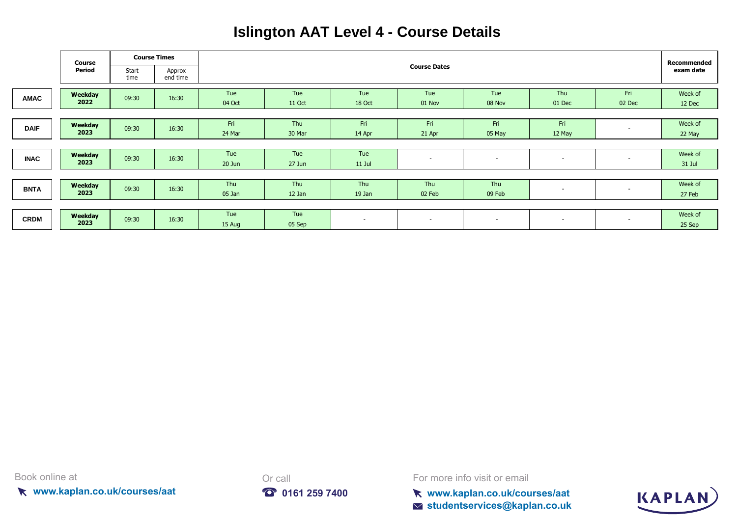# Islington AAT Level 4 - Course Details

| | Course Period | Course Times | | Course Dates | | | | | | | Recommended exam date |
|---|---|---|---|---|---|---|---|---|---|---|---|
| | | Start time | Approx end time | | | | | | | | |
| **AMAC** | **Weekday 2022** | 09:30 | 16:30 | Tue 04 Oct | Tue 11 Oct | Tue 18 Oct | Tue 01 Nov | Tue 08 Nov | Thu 01 Dec | Fri 02 Dec | Week of 12 Dec |
| **DAIF** | **Weekday 2023** | 09:30 | 16:30 | Fri 24 Mar | Thu 30 Mar | Fri 14 Apr | Fri 21 Apr | Fri 05 May | Fri 12 May | - | Week of 22 May |
| **INAC** | **Weekday 2023** | 09:30 | 16:30 | Tue 20 Jun | Tue 27 Jun | Tue 11 Jul | - | - | - | - | Week of 31 Jul |
| **BNTA** | **Weekday 2023** | 09:30 | 16:30 | Thu 05 Jan | Thu 12 Jan | Thu 19 Jan | Thu 02 Feb | Thu 09 Feb | - | - | Week of 27 Feb |
| **CRDM** | **Weekday 2023** | 09:30 | 16:30 | Tue 15 Aug | Tue 05 Sep | - | - | - | - | - | Week of 25 Sep |

Book online at
**www.kaplan.co.uk/courses/aat**

Or call
**0161 259 7400**

For more info visit or email
**www.kaplan.co.uk/courses/aat**
**studentservices@kaplan.co.uk**

KAPLAN